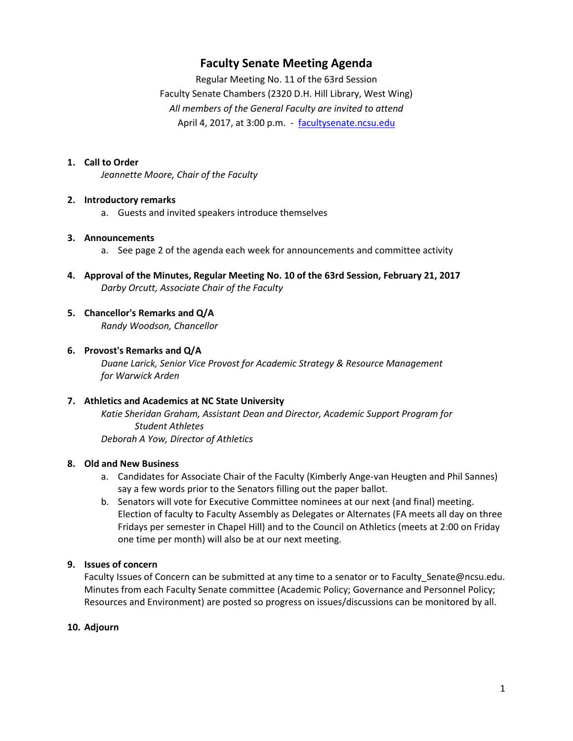# Faculty Senate Meeting Agenda

Regular Meeting No. 11 of the 63rd Session
Faculty Senate Chambers (2320 D.H. Hill Library, West Wing)
*All members of the General Faculty are invited to attend*
April 4, 2017, at 3:00 p.m. - [facultysenate.ncsu.edu](facultysenate.ncsu.edu)

1. **Call to Order**
   *Jeannette Moore, Chair of the Faculty*

2. **Introductory remarks**
   a. Guests and invited speakers introduce themselves

3. **Announcements**
   a. See page 2 of the agenda each week for announcements and committee activity

4. **Approval of the Minutes, Regular Meeting No. 10 of the 63rd Session, February 21, 2017**
   *Darby Orcutt, Associate Chair of the Faculty*

5. **Chancellor's Remarks and Q/A**
   *Randy Woodson, Chancellor*

6. **Provost's Remarks and Q/A**
   *Duane Larick, Senior Vice Provost for Academic Strategy & Resource Management for Warwick Arden*

7. **Athletics and Academics at NC State University**
   *Katie Sheridan Graham, Assistant Dean and Director, Academic Support Program for Student Athletes*
   *Deborah A Yow, Director of Athletics*

8. **Old and New Business**
   a. Candidates for Associate Chair of the Faculty (Kimberly Ange-van Heugten and Phil Sannes) say a few words prior to the Senators filling out the paper ballot.
   b. Senators will vote for Executive Committee nominees at our next (and final) meeting. Election of faculty to Faculty Assembly as Delegates or Alternates (FA meets all day on three Fridays per semester in Chapel Hill) and to the Council on Athletics (meets at 2:00 on Friday one time per month) will also be at our next meeting.

9. **Issues of concern**
   Faculty Issues of Concern can be submitted at any time to a senator or to Faculty_Senate@ncsu.edu. Minutes from each Faculty Senate committee (Academic Policy; Governance and Personnel Policy; Resources and Environment) are posted so progress on issues/discussions can be monitored by all.

10. **Adjourn**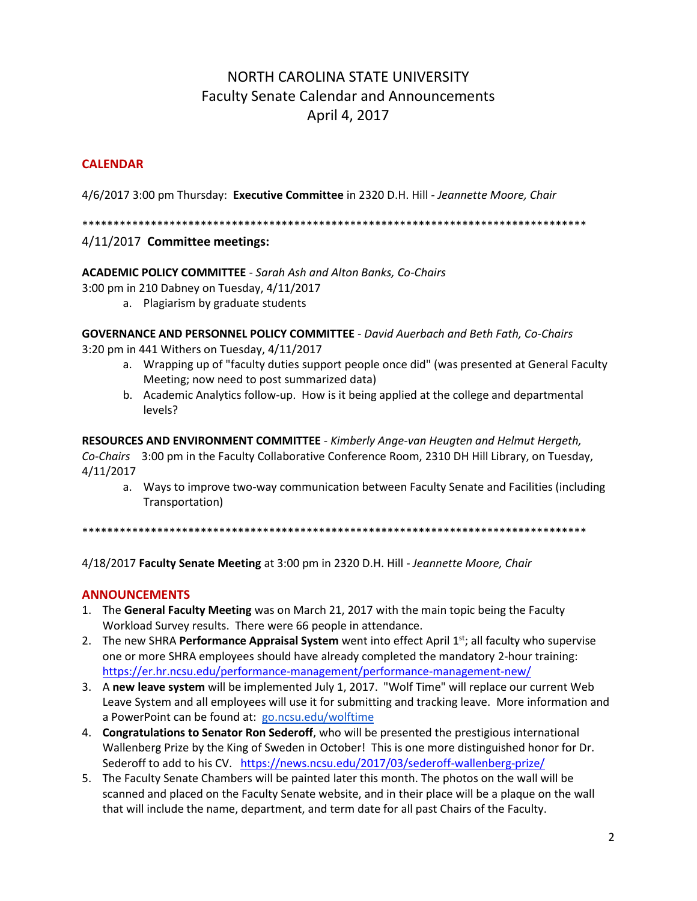# NORTH CAROLINA STATE UNIVERSITY
## Faculty Senate Calendar and Announcements
## April 4, 2017

### CALENDAR

4/6/2017 3:00 pm Thursday: **Executive Committee** in 2320 D.H. Hill - *Jeannette Moore, Chair*

************************************************************************************

4/11/2017 **Committee meetings:**

**ACADEMIC POLICY COMMITTEE** - *Sarah Ash and Alton Banks, Co-Chairs*
3:00 pm in 210 Dabney on Tuesday, 4/11/2017

a. Plagiarism by graduate students

**GOVERNANCE AND PERSONNEL POLICY COMMITTEE** - *David Auerbach and Beth Fath, Co-Chairs*
3:20 pm in 441 Withers on Tuesday, 4/11/2017

a. Wrapping up of "faculty duties support people once did" (was presented at General Faculty Meeting; now need to post summarized data)
b. Academic Analytics follow-up. How is it being applied at the college and departmental levels?

**RESOURCES AND ENVIRONMENT COMMITTEE** - *Kimberly Ange-van Heugten and Helmut Hergeth, Co-Chairs* 3:00 pm in the Faculty Collaborative Conference Room, 2310 DH Hill Library, on Tuesday, 4/11/2017

a. Ways to improve two-way communication between Faculty Senate and Facilities (including Transportation)

************************************************************************************

4/18/2017 **Faculty Senate Meeting** at 3:00 pm in 2320 D.H. Hill - *Jeannette Moore, Chair*

### ANNOUNCEMENTS

1. The **General Faculty Meeting** was on March 21, 2017 with the main topic being the Faculty Workload Survey results. There were 66 people in attendance.
2. The new SHRA **Performance Appraisal System** went into effect April 1st; all faculty who supervise one or more SHRA employees should have already completed the mandatory 2-hour training: https://er.hr.ncsu.edu/performance-management/performance-management-new/
3. A **new leave system** will be implemented July 1, 2017. "Wolf Time" will replace our current Web Leave System and all employees will use it for submitting and tracking leave. More information and a PowerPoint can be found at: go.ncsu.edu/wolftime
4. **Congratulations to Senator Ron Sederoff**, who will be presented the prestigious international Wallenberg Prize by the King of Sweden in October! This is one more distinguished honor for Dr. Sederoff to add to his CV. https://news.ncsu.edu/2017/03/sederoff-wallenberg-prize/
5. The Faculty Senate Chambers will be painted later this month. The photos on the wall will be scanned and placed on the Faculty Senate website, and in their place will be a plaque on the wall that will include the name, department, and term date for all past Chairs of the Faculty.